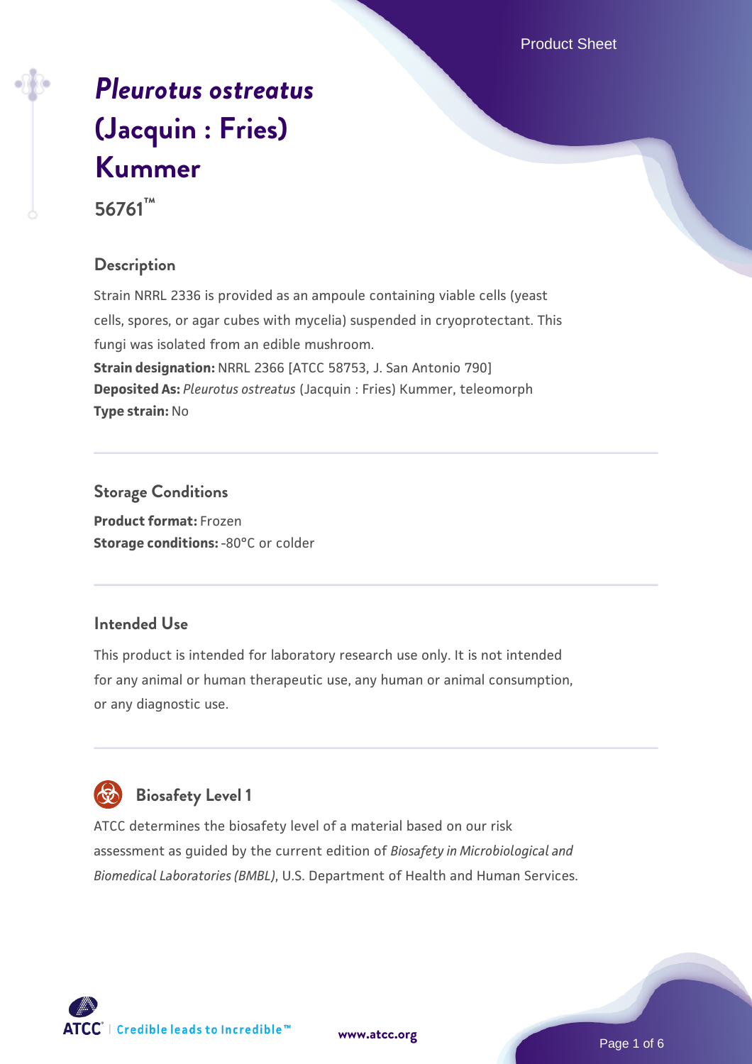# *Pleurotus ostreatus* (Jacquin : Fries) Kummer

**56761™**

## Description

Strain NRRL 2336 is provided as an ampoule containing viable cells (yeast cells, spores, or agar cubes with mycelia) suspended in cryoprotectant. This fungi was isolated from an edible mushroom.

**Strain designation:** NRRL 2366 [ATCC 58753, J. San Antonio 790]

**Deposited As:** *Pleurotus ostreatus* (Jacquin : Fries) Kummer, teleomorph

**Type strain:** No

## Storage Conditions

**Product format:** Frozen

**Storage conditions:** -80°C or colder

## Intended Use

This product is intended for laboratory research use only. It is not intended for any animal or human therapeutic use, any human or animal consumption, or any diagnostic use.

## Biosafety Level 1

ATCC determines the biosafety level of a material based on our risk assessment as guided by the current edition of *Biosafety in Microbiological and Biomedical Laboratories (BMBL)*, U.S. Department of Health and Human Services.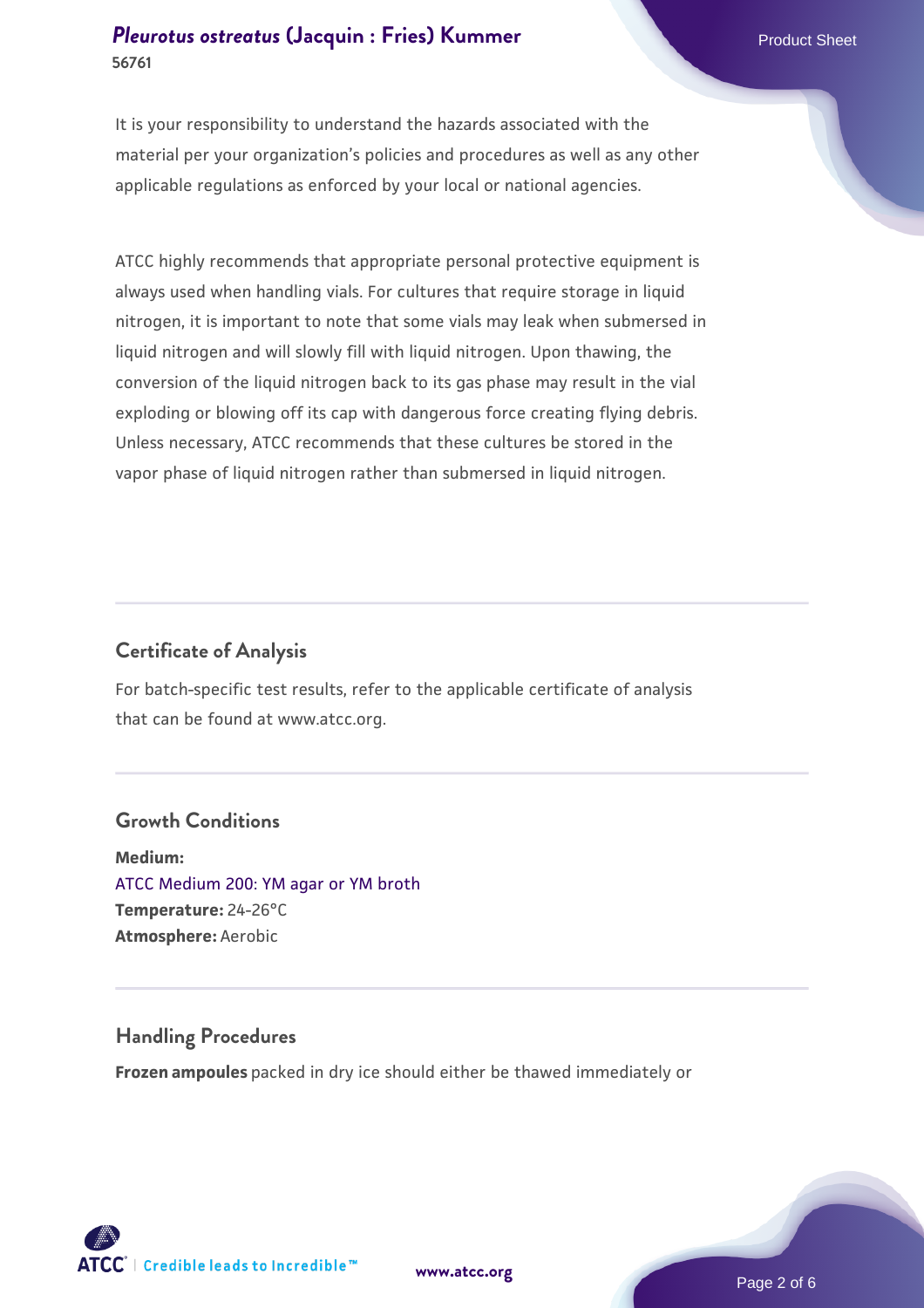It is your responsibility to understand the hazards associated with the material per your organization's policies and procedures as well as any other applicable regulations as enforced by your local or national agencies.

ATCC highly recommends that appropriate personal protective equipment is always used when handling vials. For cultures that require storage in liquid nitrogen, it is important to note that some vials may leak when submersed in liquid nitrogen and will slowly fill with liquid nitrogen. Upon thawing, the conversion of the liquid nitrogen back to its gas phase may result in the vial exploding or blowing off its cap with dangerous force creating flying debris. Unless necessary, ATCC recommends that these cultures be stored in the vapor phase of liquid nitrogen rather than submersed in liquid nitrogen.

## Certificate of Analysis

For batch-specific test results, refer to the applicable certificate of analysis that can be found at www.atcc.org.

## Growth Conditions

**Medium:**
ATCC Medium 200: YM agar or YM broth
**Temperature:** 24-26°C
**Atmosphere:** Aerobic

## Handling Procedures

**Frozen ampoules** packed in dry ice should either be thawed immediately or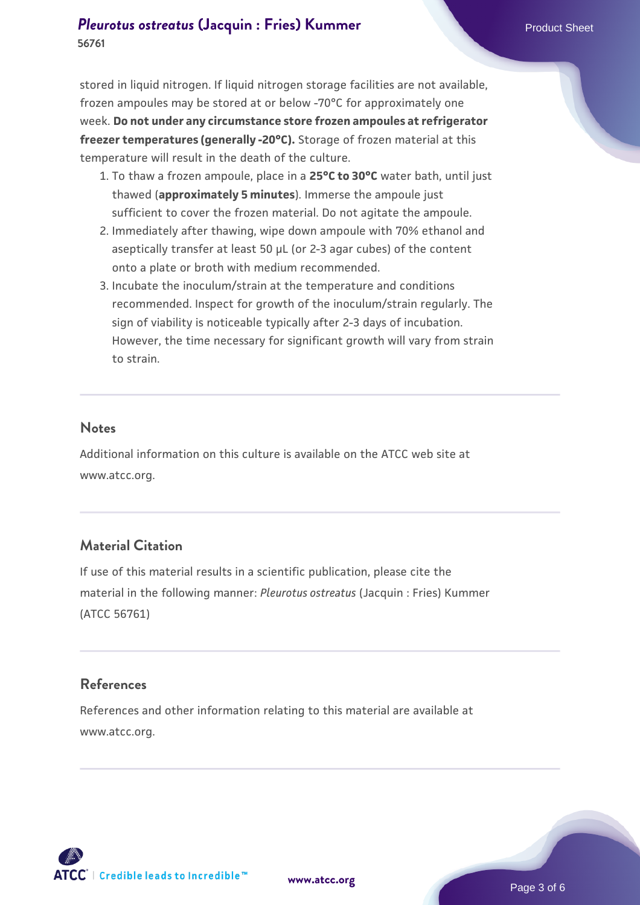stored in liquid nitrogen. If liquid nitrogen storage facilities are not available, frozen ampoules may be stored at or below -70°C for approximately one week. **Do not under any circumstance store frozen ampoules at refrigerator freezer temperatures (generally -20°C).** Storage of frozen material at this temperature will result in the death of the culture.

1. To thaw a frozen ampoule, place in a **25°C to 30°C** water bath, until just thawed (**approximately 5 minutes**). Immerse the ampoule just sufficient to cover the frozen material. Do not agitate the ampoule.
2. Immediately after thawing, wipe down ampoule with 70% ethanol and aseptically transfer at least 50 µL (or 2-3 agar cubes) of the content onto a plate or broth with medium recommended.
3. Incubate the inoculum/strain at the temperature and conditions recommended. Inspect for growth of the inoculum/strain regularly. The sign of viability is noticeable typically after 2-3 days of incubation. However, the time necessary for significant growth will vary from strain to strain.

## Notes

Additional information on this culture is available on the ATCC web site at www.atcc.org.

## Material Citation

If use of this material results in a scientific publication, please cite the material in the following manner: *Pleurotus ostreatus* (Jacquin : Fries) Kummer (ATCC 56761)

## References

References and other information relating to this material are available at www.atcc.org.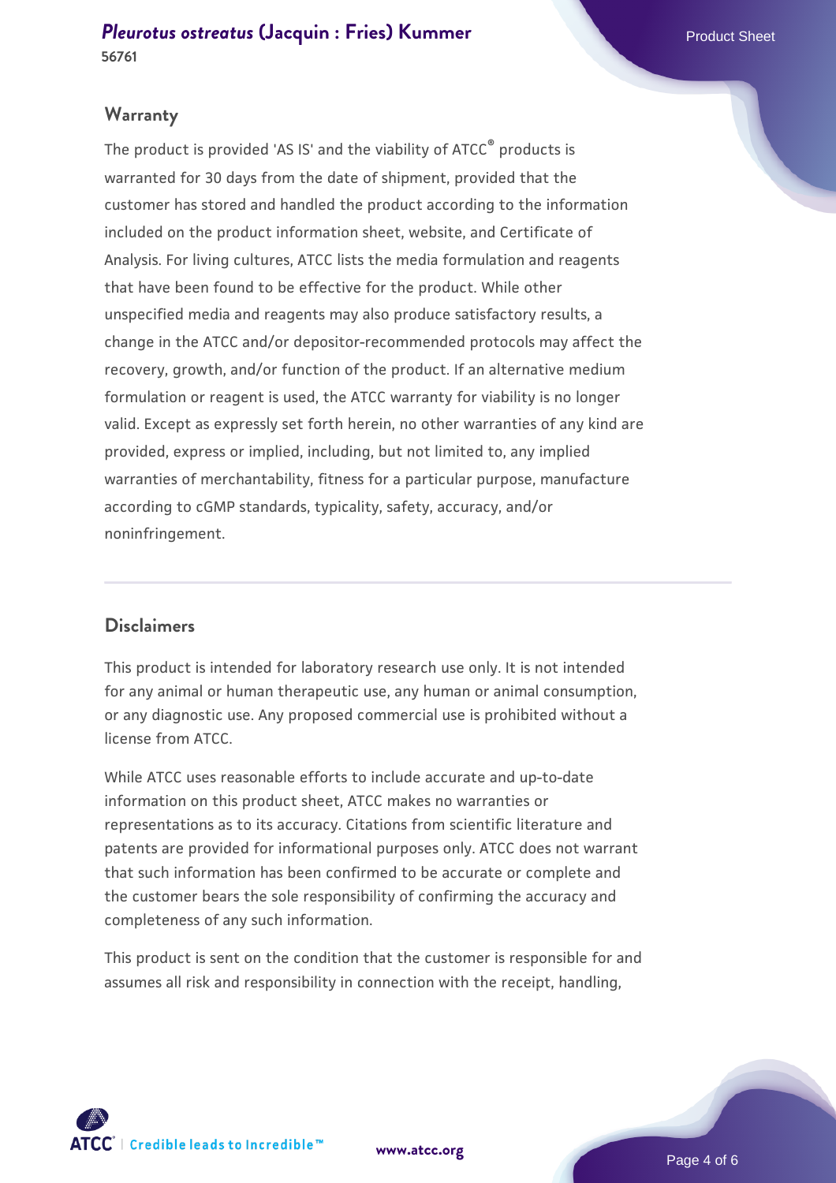## Warranty

The product is provided 'AS IS' and the viability of ATCC® products is warranted for 30 days from the date of shipment, provided that the customer has stored and handled the product according to the information included on the product information sheet, website, and Certificate of Analysis. For living cultures, ATCC lists the media formulation and reagents that have been found to be effective for the product. While other unspecified media and reagents may also produce satisfactory results, a change in the ATCC and/or depositor-recommended protocols may affect the recovery, growth, and/or function of the product. If an alternative medium formulation or reagent is used, the ATCC warranty for viability is no longer valid. Except as expressly set forth herein, no other warranties of any kind are provided, express or implied, including, but not limited to, any implied warranties of merchantability, fitness for a particular purpose, manufacture according to cGMP standards, typicality, safety, accuracy, and/or noninfringement.

## Disclaimers

This product is intended for laboratory research use only. It is not intended for any animal or human therapeutic use, any human or animal consumption, or any diagnostic use. Any proposed commercial use is prohibited without a license from ATCC.

While ATCC uses reasonable efforts to include accurate and up-to-date information on this product sheet, ATCC makes no warranties or representations as to its accuracy. Citations from scientific literature and patents are provided for informational purposes only. ATCC does not warrant that such information has been confirmed to be accurate or complete and the customer bears the sole responsibility of confirming the accuracy and completeness of any such information.

This product is sent on the condition that the customer is responsible for and assumes all risk and responsibility in connection with the receipt, handling,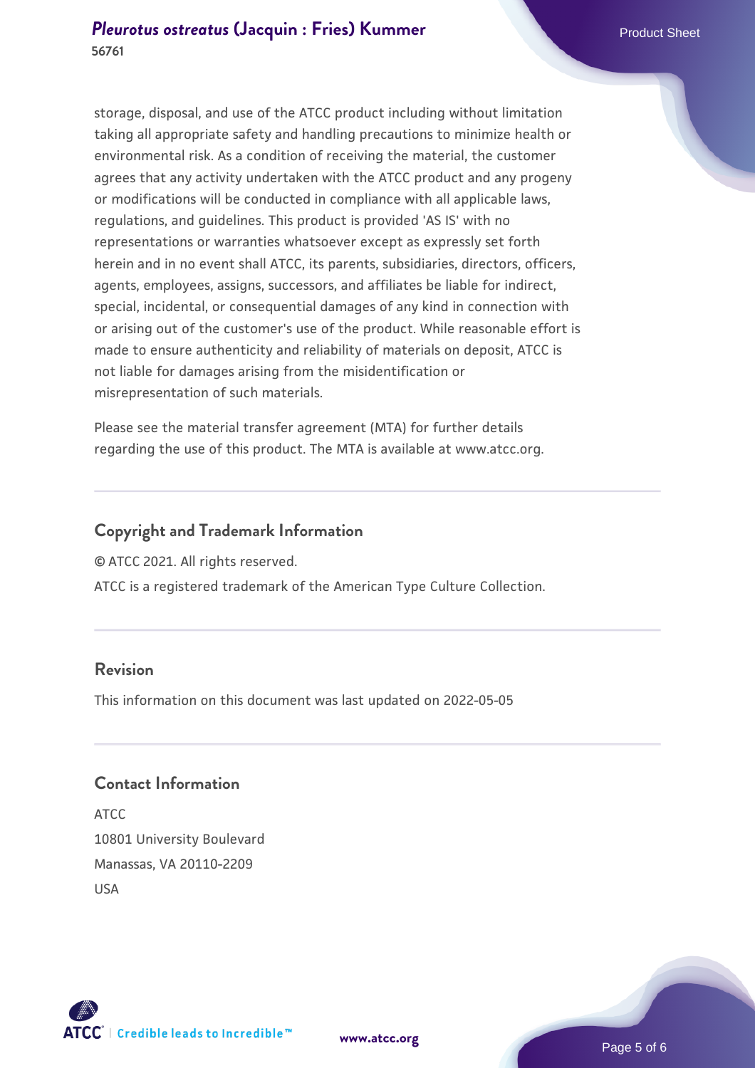storage, disposal, and use of the ATCC product including without limitation taking all appropriate safety and handling precautions to minimize health or environmental risk. As a condition of receiving the material, the customer agrees that any activity undertaken with the ATCC product and any progeny or modifications will be conducted in compliance with all applicable laws, regulations, and guidelines. This product is provided 'AS IS' with no representations or warranties whatsoever except as expressly set forth herein and in no event shall ATCC, its parents, subsidiaries, directors, officers, agents, employees, assigns, successors, and affiliates be liable for indirect, special, incidental, or consequential damages of any kind in connection with or arising out of the customer's use of the product. While reasonable effort is made to ensure authenticity and reliability of materials on deposit, ATCC is not liable for damages arising from the misidentification or misrepresentation of such materials.

Please see the material transfer agreement (MTA) for further details regarding the use of this product. The MTA is available at www.atcc.org.

## Copyright and Trademark Information

© ATCC 2021. All rights reserved.

ATCC is a registered trademark of the American Type Culture Collection.

## Revision

This information on this document was last updated on 2022-05-05

## Contact Information

ATCC
10801 University Boulevard
Manassas, VA 20110-2209
USA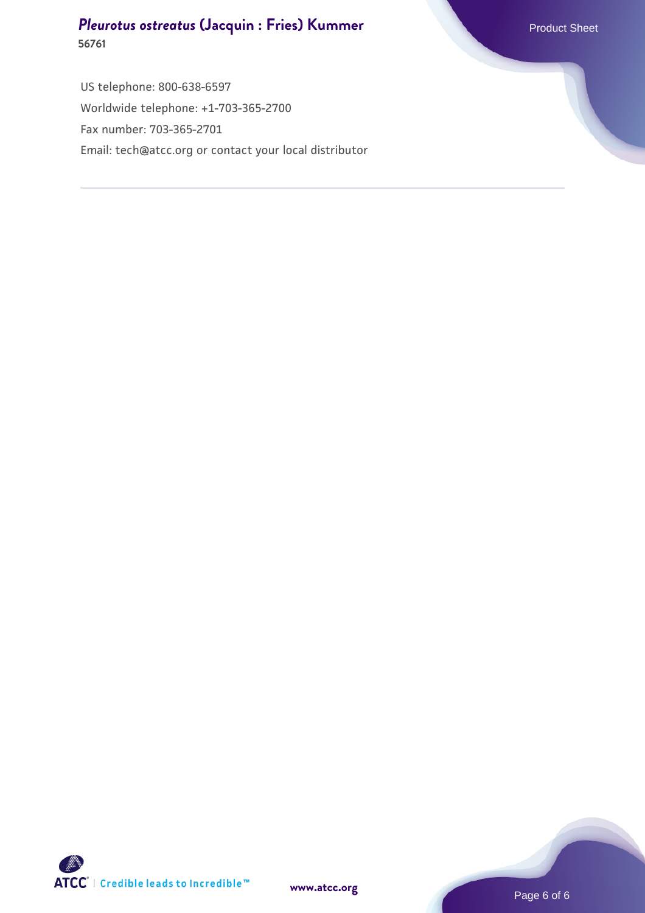US telephone: 800-638-6597

Worldwide telephone: +1-703-365-2700

Fax number: 703-365-2701

Email: tech@atcc.org or contact your local distributor